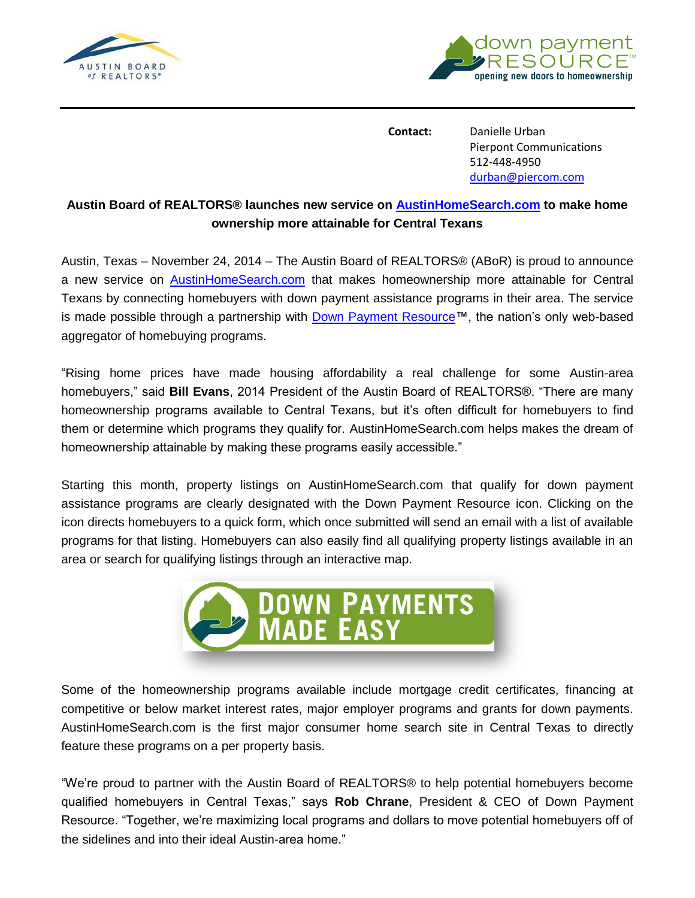**Contact:** Danielle Urban
Pierpont Communications
512-448-4950
durban@piercom.com

**Austin Board of REALTORS® launches new service on AustinHomeSearch.com to make home ownership more attainable for Central Texans**

Austin, Texas – November 24, 2014 – The Austin Board of REALTORS® (ABoR) is proud to announce a new service on AustinHomeSearch.com that makes homeownership more attainable for Central Texans by connecting homebuyers with down payment assistance programs in their area. The service is made possible through a partnership with Down Payment Resource™, the nation's only web-based aggregator of homebuying programs.

"Rising home prices have made housing affordability a real challenge for some Austin-area homebuyers," said **Bill Evans**, 2014 President of the Austin Board of REALTORS®. "There are many homeownership programs available to Central Texans, but it's often difficult for homebuyers to find them or determine which programs they qualify for. AustinHomeSearch.com helps makes the dream of homeownership attainable by making these programs easily accessible."

Starting this month, property listings on AustinHomeSearch.com that qualify for down payment assistance programs are clearly designated with the Down Payment Resource icon. Clicking on the icon directs homebuyers to a quick form, which once submitted will send an email with a list of available programs for that listing. Homebuyers can also easily find all qualifying property listings available in an area or search for qualifying listings through an interactive map.

Some of the homeownership programs available include mortgage credit certificates, financing at competitive or below market interest rates, major employer programs and grants for down payments. AustinHomeSearch.com is the first major consumer home search site in Central Texas to directly feature these programs on a per property basis.

"We're proud to partner with the Austin Board of REALTORS® to help potential homebuyers become qualified homebuyers in Central Texas," says **Rob Chrane**, President & CEO of Down Payment Resource. "Together, we're maximizing local programs and dollars to move potential homebuyers off of the sidelines and into their ideal Austin-area home."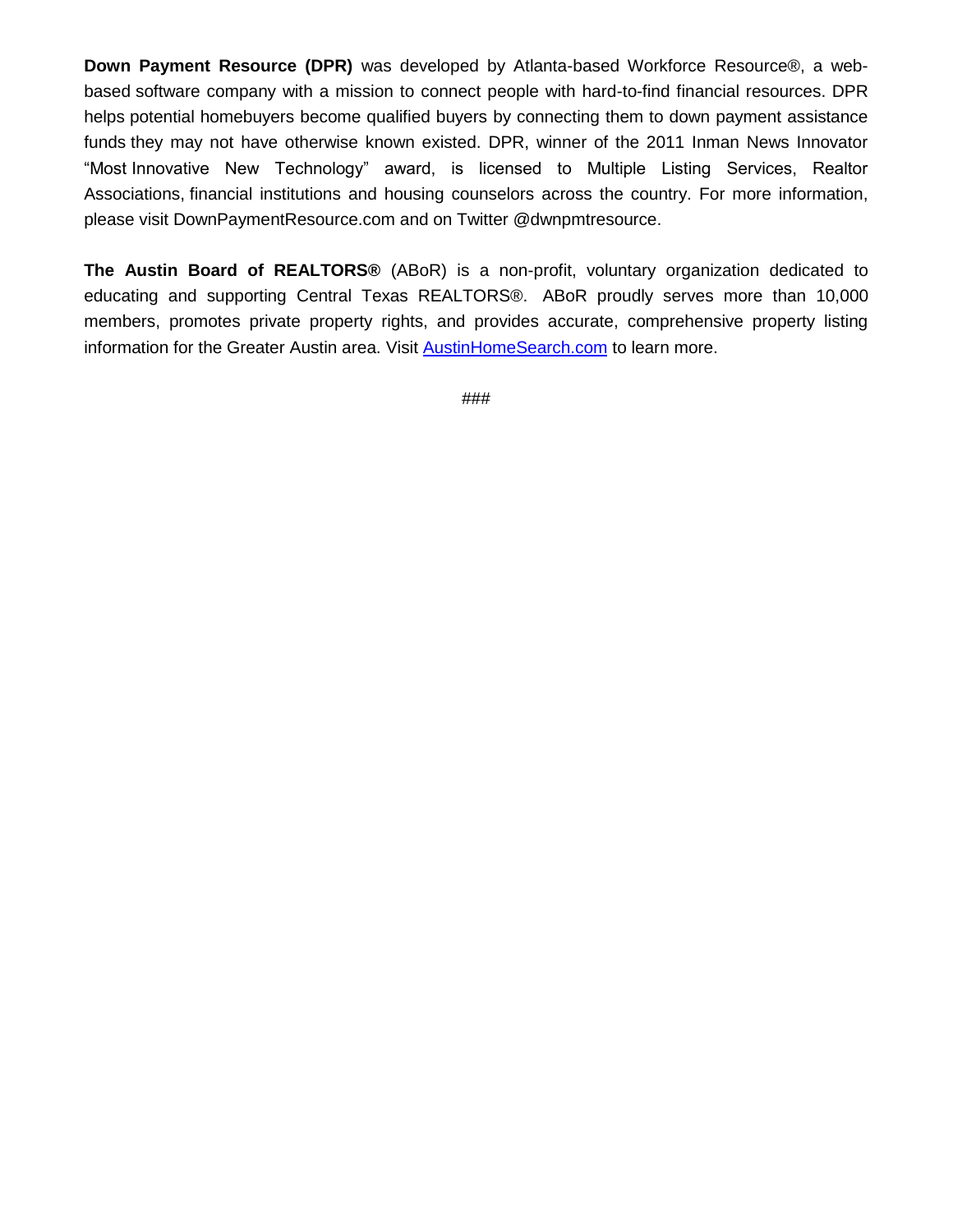**Down Payment Resource (DPR)** was developed by Atlanta-based Workforce Resource®, a web-based software company with a mission to connect people with hard-to-find financial resources. DPR helps potential homebuyers become qualified buyers by connecting them to down payment assistance funds they may not have otherwise known existed. DPR, winner of the 2011 Inman News Innovator "Most Innovative New Technology" award, is licensed to Multiple Listing Services, Realtor Associations, financial institutions and housing counselors across the country. For more information, please visit DownPaymentResource.com and on Twitter @dwnpmtresource.

**The Austin Board of REALTORS®** (ABoR) is a non-profit, voluntary organization dedicated to educating and supporting Central Texas REALTORS®. ABoR proudly serves more than 10,000 members, promotes private property rights, and provides accurate, comprehensive property listing information for the Greater Austin area. Visit [AustinHomeSearch.com](http://AustinHomeSearch.com) to learn more.

###